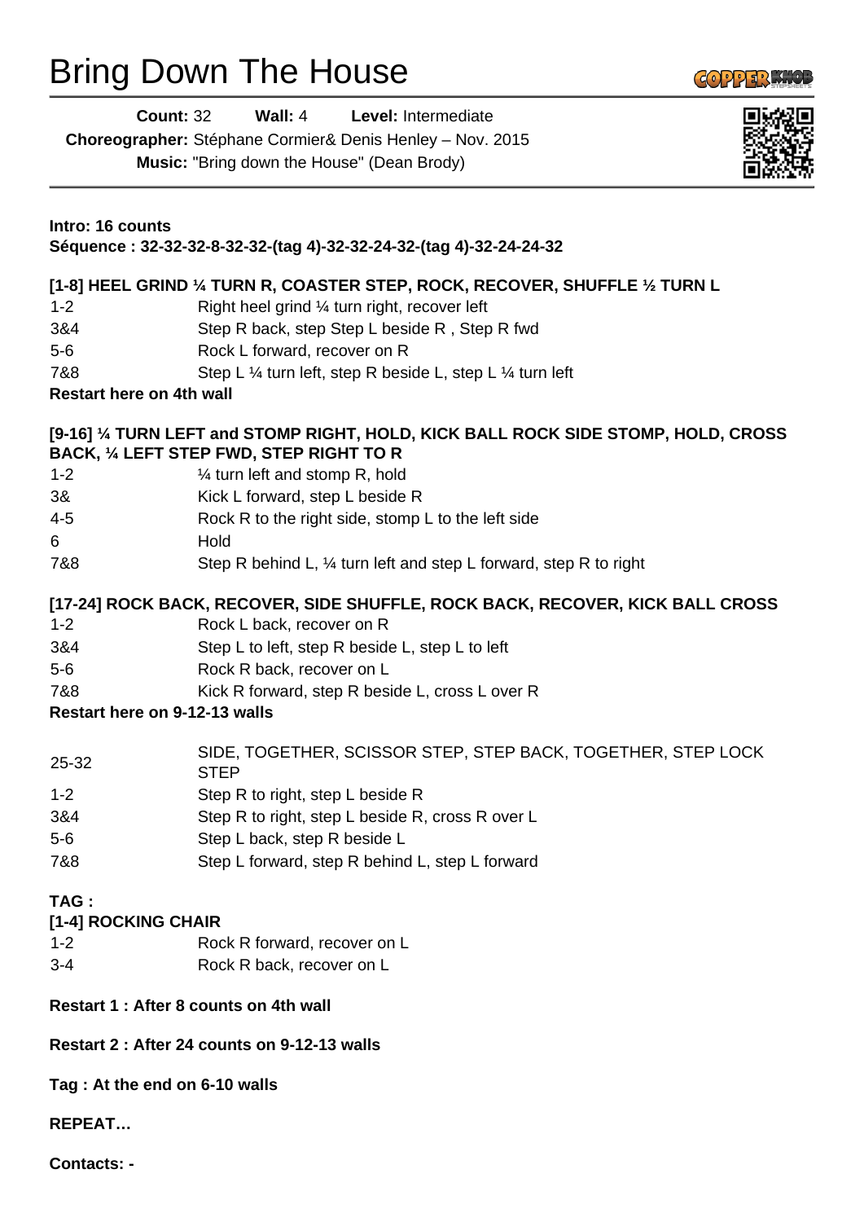# Bring Down The House

**Count:** 32 **Wall:** 4 **Level:** Intermediate

**Choreographer:** Stéphane Cormier& Denis Henley – Nov. 2015

**Music:** "Bring down the House" (Dean Brody)

**Intro: 16 counts**

**Séquence : 32-32-32-8-32-32-(tag 4)-32-32-24-32-(tag 4)-32-24-24-32**

**[1-8] HEEL GRIND ¼ TURN R, COASTER STEP, ROCK, RECOVER, SHUFFLE ½ TURN L**

| | |
|---|---|
| 1-2 | Right heel grind ¼ turn right, recover left |
| 3&4 | Step R back, step Step L beside R , Step R fwd |
| 5-6 | Rock L forward, recover on R |
| 7&8 | Step L ¼ turn left, step R beside L, step L ¼ turn left |

**Restart here on 4th wall**

**[9-16] ¼ TURN LEFT and STOMP RIGHT, HOLD, KICK BALL ROCK SIDE STOMP, HOLD, CROSS BACK, ¼ LEFT STEP FWD, STEP RIGHT TO R**

| | |
|---|---|
| 1-2 | ¼ turn left and stomp R, hold |
| 3& | Kick L forward, step L beside R |
| 4-5 | Rock R to the right side, stomp L to the left side |
| 6 | Hold |
| 7&8 | Step R behind L, ¼ turn left and step L forward, step R to right |

**[17-24] ROCK BACK, RECOVER, SIDE SHUFFLE, ROCK BACK, RECOVER, KICK BALL CROSS**

| | |
|---|---|
| 1-2 | Rock L back, recover on R |
| 3&4 | Step L to left, step R beside L, step L to left |
| 5-6 | Rock R back, recover on L |
| 7&8 | Kick R forward, step R beside L, cross L over R |

**Restart here on 9-12-13 walls**

| | |
|---|---|
| 25-32 | SIDE, TOGETHER, SCISSOR STEP, STEP BACK, TOGETHER, STEP LOCK STEP |
| 1-2 | Step R to right, step L beside R |
| 3&4 | Step R to right, step L beside R, cross R over L |
| 5-6 | Step L back, step R beside L |
| 7&8 | Step L forward, step R behind L, step L forward |

**TAG :**

**[1-4] ROCKING CHAIR**

| | |
|---|---|
| 1-2 | Rock R forward, recover on L |
| 3-4 | Rock R back, recover on L |

**Restart 1 : After 8 counts on 4th wall**

**Restart 2 : After 24 counts on 9-12-13 walls**

**Tag : At the end on 6-10 walls**

**REPEAT…**

**Contacts: -**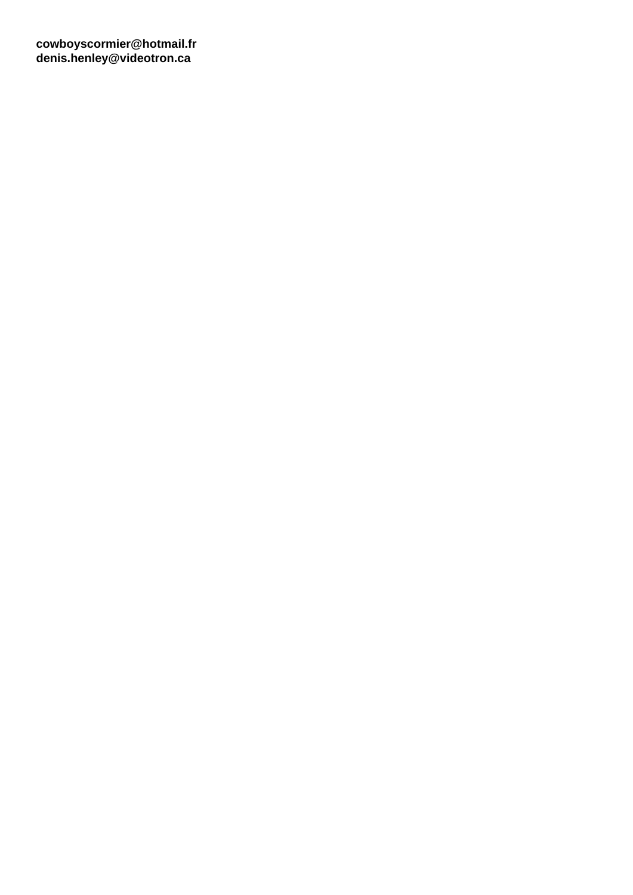**cowboyscormier@hotmail.fr**
**denis.henley@videotron.ca**